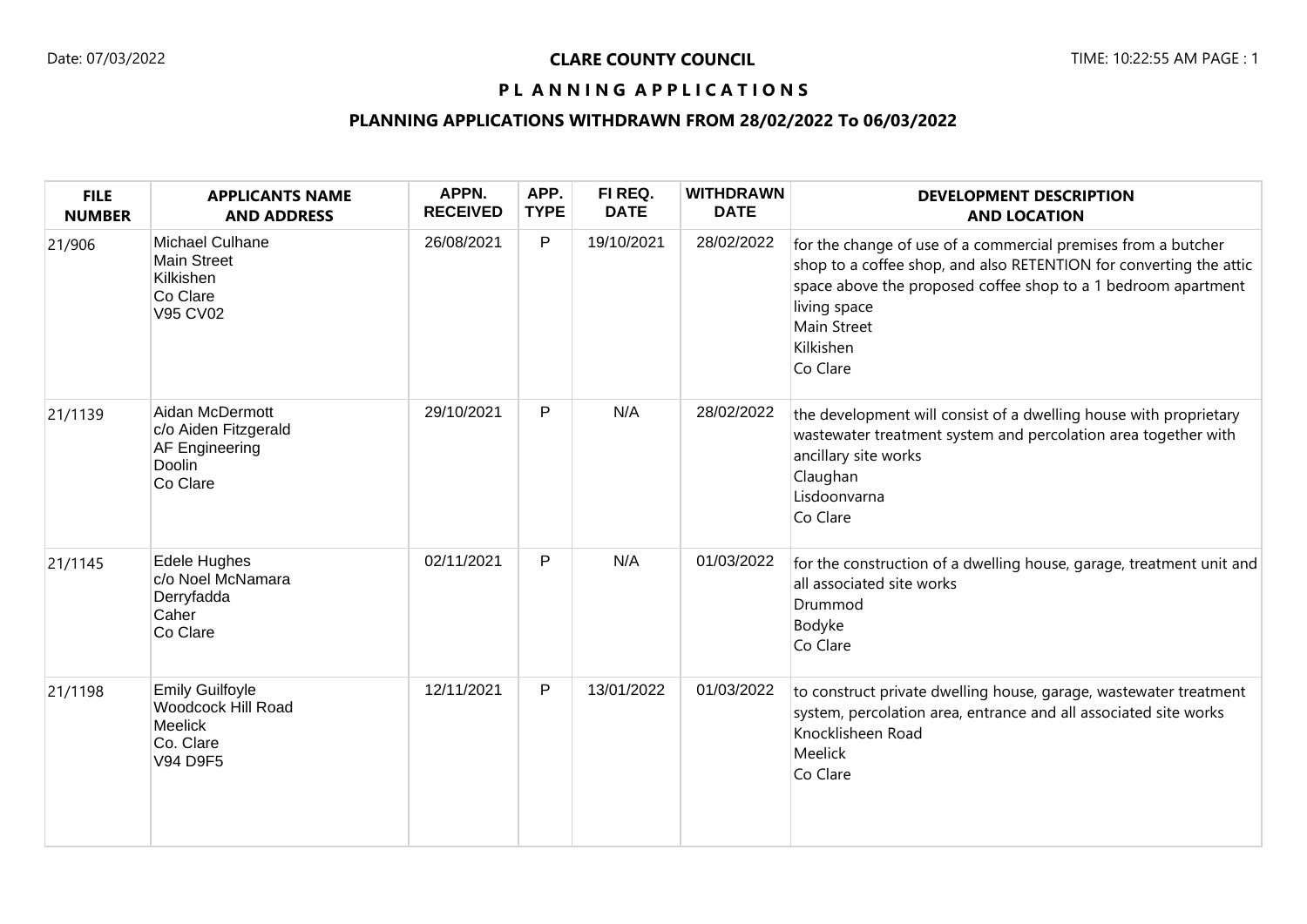**CLARE COUNTY COUNCIL**

**P L A N N I N G A P P L I C A T I O N S**

**PLANNING APPLICATIONS WITHDRAWN FROM 28/02/2022 To 06/03/2022**

| FILE NUMBER | APPLICANTS NAME AND ADDRESS | APPN. RECEIVED | APP. TYPE | FI REQ. DATE | WITHDRAWN DATE | DEVELOPMENT DESCRIPTION AND LOCATION |
|---|---|---|---|---|---|---|
| 21/906 | Michael Culhane<br>Main Street<br>Kilkishen<br>Co Clare<br>V95 CV02 | 26/08/2021 | P | 19/10/2021 | 28/02/2022 | for the change of use of a commercial premises from a butcher shop to a coffee shop, and also RETENTION for converting the attic space above the proposed coffee shop to a 1 bedroom apartment living space<br>Main Street<br>Kilkishen<br>Co Clare |
| 21/1139 | Aidan McDermott<br>c/o Aiden Fitzgerald<br>AF Engineering<br>Doolin<br>Co Clare | 29/10/2021 | P | N/A | 28/02/2022 | the development will consist of a dwelling house with proprietary wastewater treatment system and percolation area together with ancillary site works<br>Claughan<br>Lisdoonvarna<br>Co Clare |
| 21/1145 | Edele Hughes<br>c/o Noel McNamara<br>Derryfadda<br>Caher<br>Co Clare | 02/11/2021 | P | N/A | 01/03/2022 | for the construction of a dwelling house, garage, treatment unit and all associated site works<br>Drummod<br>Bodyke<br>Co Clare |
| 21/1198 | Emily Guilfoyle<br>Woodcock Hill Road<br>Meelick<br>Co. Clare<br>V94 D9F5 | 12/11/2021 | P | 13/01/2022 | 01/03/2022 | to construct private dwelling house, garage, wastewater treatment system, percolation area, entrance and all associated site works<br>Knocklisheen Road<br>Meelick<br>Co Clare |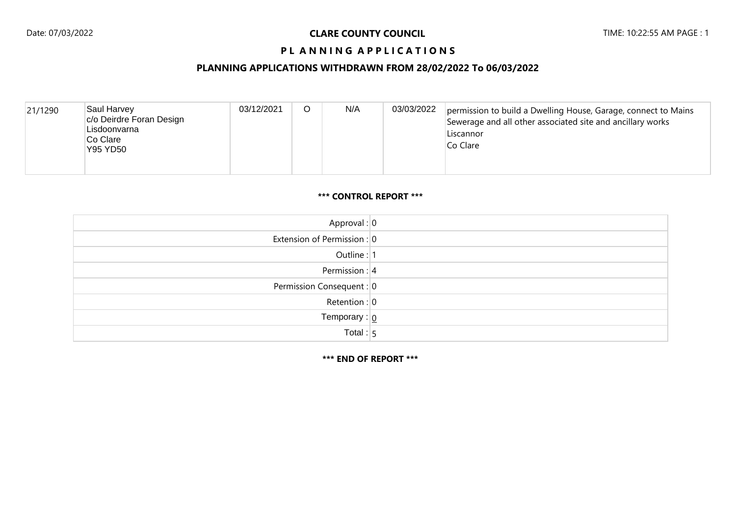| | | | | | | |
|---|---|---|---|---|---|---|
| 21/1290 | Saul Harvey<br>c/o Deirdre Foran Design<br>Lisdoonvarna<br>Co Clare<br>Y95 YD50 | 03/12/2021 | O | N/A | 03/03/2022 | permission to build a Dwelling House, Garage, connect to Mains Sewerage and all other associated site and ancillary works<br>Liscannor<br>Co Clare |

**\*\*\* CONTROL REPORT \*\*\***

| | |
|---|---|
| Approval : | 0 |
| Extension of Permission : | 0 |
| Outline : | 1 |
| Permission : | 4 |
| Permission Consequent : | 0 |
| Retention : | 0 |
| Temporary : | 0 |
| Total : | 5 |

**\*\*\* END OF REPORT \*\*\***